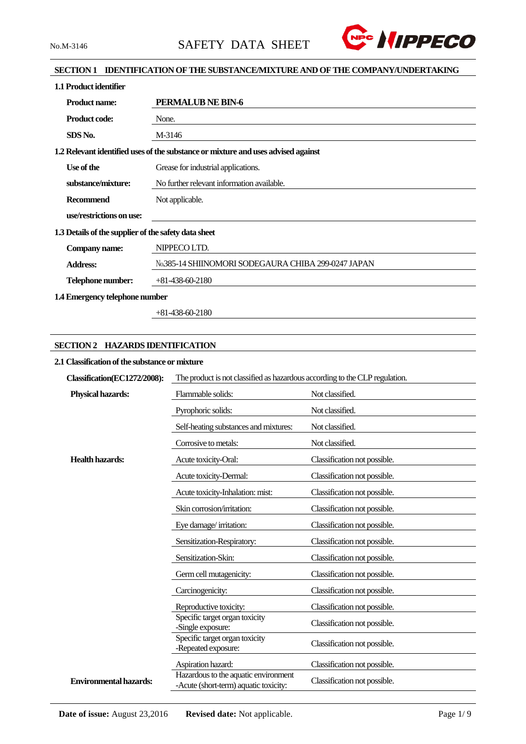No.M-3146 SAFETY DATA SHEET

## SECTION 1 IDENTIFICATION OF THE SUBSTANCE/MIXTURE AND OF THE COMPANY/UNDERTAKING

### 1.1 Product identifier

| | |
|---|---|
| **Product name:** | **PERMALUB NE BIN-6** |
| **Product code:** | None. |
| **SDS No.** | M-3146 |

### 1.2 Relevant identified uses of the substance or mixture and uses advised against

| | |
|---|---|
| **Use of the substance/mixture:** | Grease for industrial applications. No further relevant information available. |
| **Recommend use/restrictions on use:** | Not applicable. |

### 1.3 Details of the supplier of the safety data sheet

| | |
|---|---|
| **Company name:** | NIPPECO LTD. |
| **Address:** | №385-14 SHIINOMORI SODEGAURA CHIBA 299-0247 JAPAN |
| **Telephone number:** | +81-438-60-2180 |

### 1.4 Emergency telephone number

+81-438-60-2180

## SECTION 2 HAZARDS IDENTIFICATION

### 2.1 Classification of the substance or mixture

| | | |
|---|---|---|
| **Classification(EC1272/2008):** | The product is not classified as hazardous according to the CLP regulation. | |
| **Physical hazards:** | Flammable solids: | Not classified. |
| | Pyrophoric solids: | Not classified. |
| | Self-heating substances and mixtures: | Not classified. |
| | Corrosive to metals: | Not classified. |
| **Health hazards:** | Acute toxicity-Oral: | Classification not possible. |
| | Acute toxicity-Dermal: | Classification not possible. |
| | Acute toxicity-Inhalation: mist: | Classification not possible. |
| | Skin corrosion/irritation: | Classification not possible. |
| | Eye damage/ irritation: | Classification not possible. |
| | Sensitization-Respiratory: | Classification not possible. |
| | Sensitization-Skin: | Classification not possible. |
| | Germ cell mutagenicity: | Classification not possible. |
| | Carcinogenicity: | Classification not possible. |
| | Reproductive toxicity: | Classification not possible. |
| | Specific target organ toxicity -Single exposure: | Classification not possible. |
| | Specific target organ toxicity -Repeated exposure: | Classification not possible. |
| | Aspiration hazard: | Classification not possible. |
| **Environmental hazards:** | Hazardous to the aquatic environment -Acute (short-term) aquatic toxicity: | Classification not possible. |

**Date of issue:** August 23,2016 **Revised date:** Not applicable.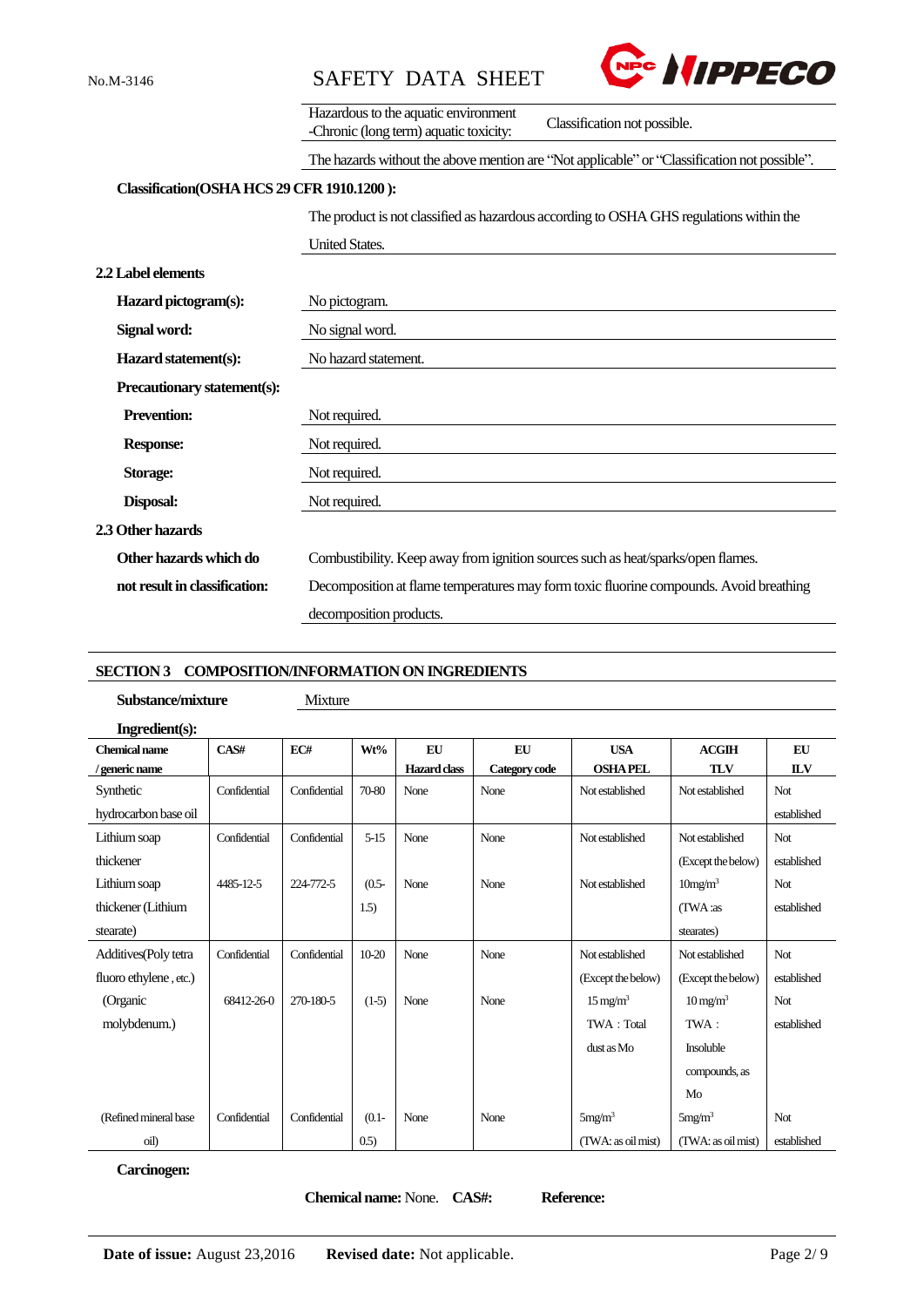| | |
|---|---|
| Hazardous to the aquatic environment -Chronic (long term) aquatic toxicity: | Classification not possible. |

The hazards without the above mention are "Not applicable" or "Classification not possible".

**Classification(OSHA HCS 29 CFR 1910.1200 ):**

The product is not classified as hazardous according to OSHA GHS regulations within the United States.

**2.2 Label elements**

**Hazard pictogram(s):** No pictogram.

**Signal word:** No signal word.

**Hazard statement(s):** No hazard statement.

**Precautionary statement(s):**

**Prevention:** Not required.

**Response:** Not required.

**Storage:** Not required.

**Disposal:** Not required.

**2.3 Other hazards**

**Other hazards which do not result in classification:** Combustibility. Keep away from ignition sources such as heat/sparks/open flames. Decomposition at flame temperatures may form toxic fluorine compounds. Avoid breathing decomposition products.

## SECTION 3 COMPOSITION/INFORMATION ON INGREDIENTS

**Substance/mixture** Mixture

**Ingredient(s):**

| Chemical name / generic name | CAS# | EC# | Wt% | EU Hazard class | EU Category code | USA OSHA PEL | ACGIH TLV | EU ILV |
|---|---|---|---|---|---|---|---|---|
| Synthetic hydrocarbon base oil | Confidential | Confidential | 70-80 | None | None | Not established | Not established | Not established |
| Lithium soap thickener | Confidential | Confidential | 5-15 | None | None | Not established | Not established (Except the below) | Not established |
| Lithium soap thickener (Lithium stearate) | 4485-12-5 | 224-772-5 | (0.5-1.5) | None | None | Not established | 10mg/m³ (TWA :as stearates) | Not established |
| Additives(Poly tetra fluoro ethylene , etc.) | Confidential | Confidential | 10-20 | None | None | Not established (Except the below) | Not established (Except the below) | Not established |
| (Organic molybdenum.) | 68412-26-0 | 270-180-5 | (1-5) | None | None | 15 mg/m³ TWA : Total dust as Mo | 10 mg/m³ TWA : Insoluble compounds, as Mo | Not established |
| (Refined mineral base oil) | Confidential | Confidential | (0.1-0.5) | None | None | 5mg/m³ (TWA: as oil mist) | 5mg/m³ (TWA: as oil mist) | Not established |

**Carcinogen:**

**Chemical name:** None. **CAS#:** **Reference:**

**Date of issue:** August 23,2016 **Revised date:** Not applicable.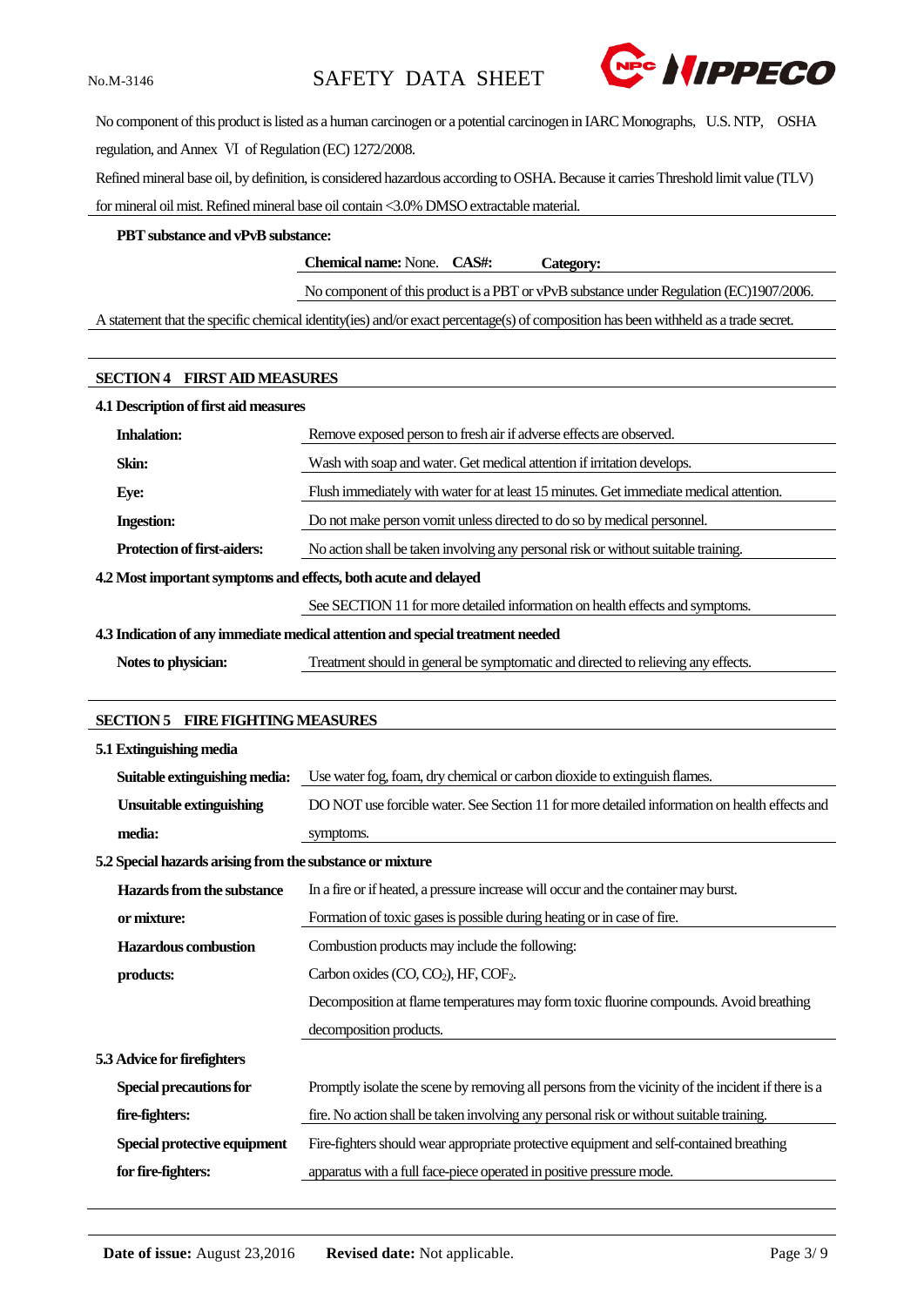No component of this product is listed as a human carcinogen or a potential carcinogen in IARC Monographs, U.S. NTP, OSHA regulation, and Annex Ⅵ of Regulation (EC) 1272/2008.

Refined mineral base oil, by definition, is considered hazardous according to OSHA. Because it carries Threshold limit value (TLV) for mineral oil mist. Refined mineral base oil contain <3.0% DMSO extractable material.

**PBT substance and vPvB substance:**

**Chemical name:** None. **CAS#:** **Category:**

No component of this product is a PBT or vPvB substance under Regulation (EC)1907/2006.

A statement that the specific chemical identity(ies) and/or exact percentage(s) of composition has been withheld as a trade secret.

## SECTION 4 FIRST AID MEASURES

### 4.1 Description of first aid measures

| | |
|---|---|
| **Inhalation:** | Remove exposed person to fresh air if adverse effects are observed. |
| **Skin:** | Wash with soap and water. Get medical attention if irritation develops. |
| **Eye:** | Flush immediately with water for at least 15 minutes. Get immediate medical attention. |
| **Ingestion:** | Do not make person vomit unless directed to do so by medical personnel. |
| **Protection of first-aiders:** | No action shall be taken involving any personal risk or without suitable training. |

### 4.2 Most important symptoms and effects, both acute and delayed

See SECTION 11 for more detailed information on health effects and symptoms.

### 4.3 Indication of any immediate medical attention and special treatment needed

| | |
|---|---|
| **Notes to physician:** | Treatment should in general be symptomatic and directed to relieving any effects. |

## SECTION 5 FIRE FIGHTING MEASURES

### 5.1 Extinguishing media

| | |
|---|---|
| **Suitable extinguishing media:** | Use water fog, foam, dry chemical or carbon dioxide to extinguish flames. |
| **Unsuitable extinguishing media:** | DO NOT use forcible water. See Section 11 for more detailed information on health effects and symptoms. |

### 5.2 Special hazards arising from the substance or mixture

| | |
|---|---|
| **Hazards from the substance or mixture:** | In a fire or if heated, a pressure increase will occur and the container may burst. Formation of toxic gases is possible during heating or in case of fire. |
| **Hazardous combustion products:** | Combustion products may include the following: Carbon oxides (CO, $CO_2$), HF, $COF_2$. Decomposition at flame temperatures may form toxic fluorine compounds. Avoid breathing decomposition products. |

### 5.3 Advice for firefighters

| | |
|---|---|
| **Special precautions for fire-fighters:** | Promptly isolate the scene by removing all persons from the vicinity of the incident if there is a fire. No action shall be taken involving any personal risk or without suitable training. |
| **Special protective equipment for fire-fighters:** | Fire-fighters should wear appropriate protective equipment and self-contained breathing apparatus with a full face-piece operated in positive pressure mode. |

**Date of issue:** August 23,2016 **Revised date:** Not applicable.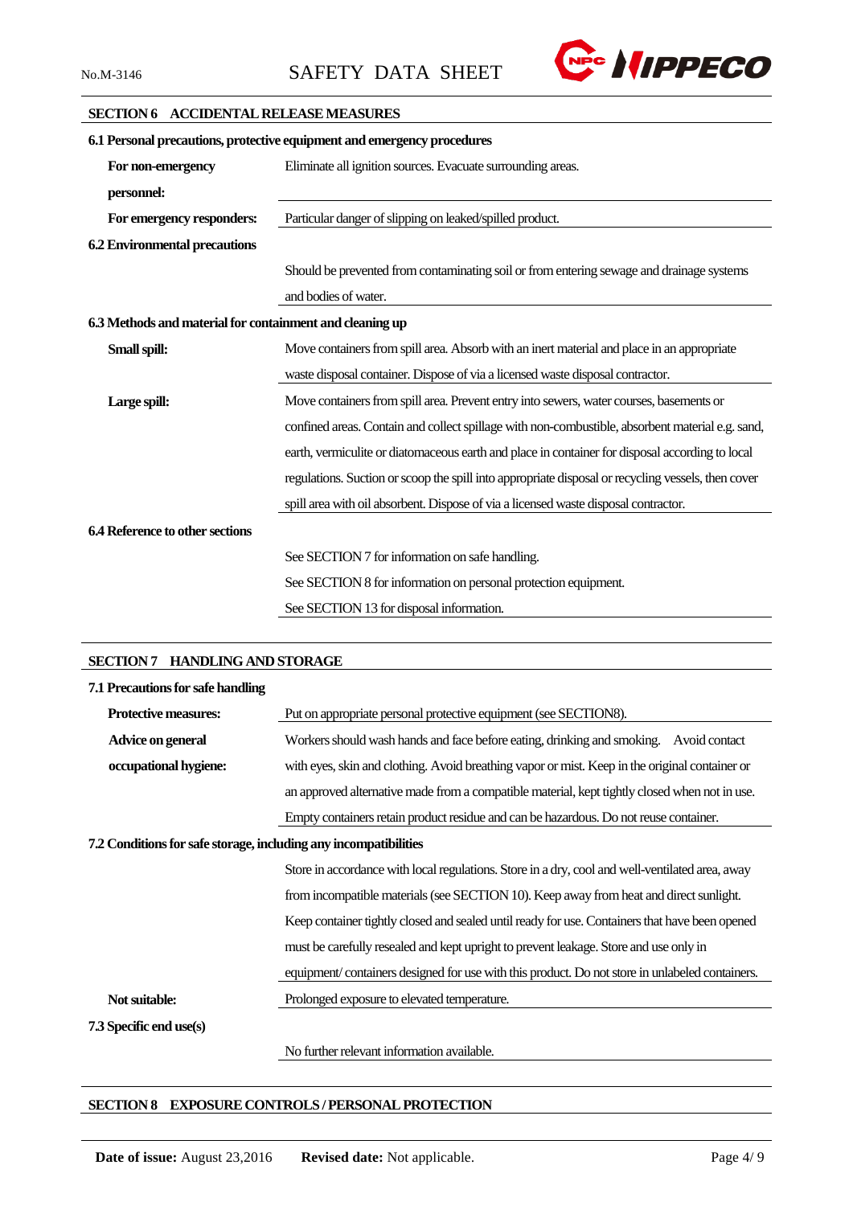## SECTION 6 ACCIDENTAL RELEASE MEASURES

### 6.1 Personal precautions, protective equipment and emergency procedures

| | |
|---|---|
| **For non-emergency personnel:** | Eliminate all ignition sources. Evacuate surrounding areas. |
| **For emergency responders:** | Particular danger of slipping on leaked/spilled product. |

### 6.2 Environmental precautions

Should be prevented from contaminating soil or from entering sewage and drainage systems and bodies of water.

### 6.3 Methods and material for containment and cleaning up

| | |
|---|---|
| **Small spill:** | Move containers from spill area. Absorb with an inert material and place in an appropriate waste disposal container. Dispose of via a licensed waste disposal contractor. |
| **Large spill:** | Move containers from spill area. Prevent entry into sewers, water courses, basements or confined areas. Contain and collect spillage with non-combustible, absorbent material e.g. sand, earth, vermiculite or diatomaceous earth and place in container for disposal according to local regulations. Suction or scoop the spill into appropriate disposal or recycling vessels, then cover spill area with oil absorbent. Dispose of via a licensed waste disposal contractor. |

### 6.4 Reference to other sections

See SECTION 7 for information on safe handling.
See SECTION 8 for information on personal protection equipment.
See SECTION 13 for disposal information.

## SECTION 7 HANDLING AND STORAGE

### 7.1 Precautions for safe handling

| | |
|---|---|
| **Protective measures:** | Put on appropriate personal protective equipment (see SECTION8). |
| **Advice on general occupational hygiene:** | Workers should wash hands and face before eating, drinking and smoking. Avoid contact with eyes, skin and clothing. Avoid breathing vapor or mist. Keep in the original container or an approved alternative made from a compatible material, kept tightly closed when not in use. Empty containers retain product residue and can be hazardous. Do not reuse container. |

### 7.2 Conditions for safe storage, including any incompatibilities

Store in accordance with local regulations. Store in a dry, cool and well-ventilated area, away from incompatible materials (see SECTION 10). Keep away from heat and direct sunlight. Keep container tightly closed and sealed until ready for use. Containers that have been opened must be carefully resealed and kept upright to prevent leakage. Store and use only in equipment/ containers designed for use with this product. Do not store in unlabeled containers.

| | |
|---|---|
| **Not suitable:** | Prolonged exposure to elevated temperature. |

### 7.3 Specific end use(s)

No further relevant information available.

## SECTION 8 EXPOSURE CONTROLS / PERSONAL PROTECTION

**Date of issue:** August 23,2016 **Revised date:** Not applicable.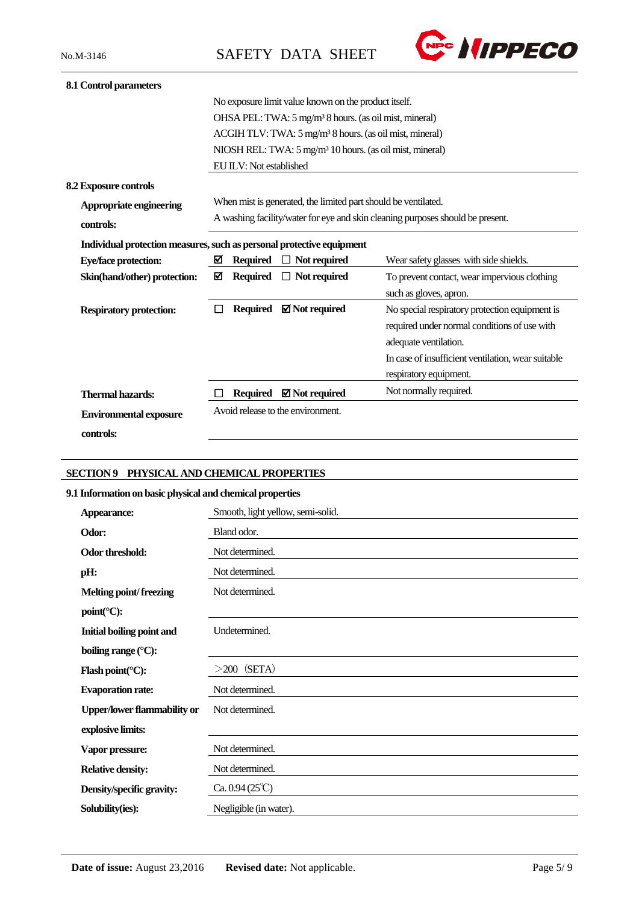### 8.1 Control parameters

No exposure limit value known on the product itself.
OHSA PEL: TWA: 5 mg/m³ 8 hours. (as oil mist, mineral)
ACGIH TLV: TWA: 5 mg/m³ 8 hours. (as oil mist, mineral)
NIOSH REL: TWA: 5 mg/m³ 10 hours. (as oil mist, mineral)
EU ILV: Not established

### 8.2 Exposure controls

**Appropriate engineering controls:** When mist is generated, the limited part should be ventilated.
A washing facility/water for eye and skin cleaning purposes should be present.

**Individual protection measures, such as personal protective equipment**

| | | |
|---|---|---|
| **Eye/face protection:** | ☑ **Required** ☐ **Not required** | Wear safety glasses with side shields. |
| **Skin(hand/other) protection:** | ☑ **Required** ☐ **Not required** | To prevent contact, wear impervious clothing such as gloves, apron. |
| **Respiratory protection:** | ☐ **Required** ☑ **Not required** | No special respiratory protection equipment is required under normal conditions of use with adequate ventilation. In case of insufficient ventilation, wear suitable respiratory equipment. |
| **Thermal hazards:** | ☐ **Required** ☑ **Not required** | Not normally required. |
| **Environmental exposure controls:** | Avoid release to the environment. | |

## SECTION 9 PHYSICAL AND CHEMICAL PROPERTIES

### 9.1 Information on basic physical and chemical properties

| | |
|---|---|
| **Appearance:** | Smooth, light yellow, semi-solid. |
| **Odor:** | Bland odor. |
| **Odor threshold:** | Not determined. |
| **pH:** | Not determined. |
| **Melting point/ freezing point(°C):** | Not determined. |
| **Initial boiling point and boiling range (°C):** | Undetermined. |
| **Flash point(°C):** | ＞200 （SETA） |
| **Evaporation rate:** | Not determined. |
| **Upper/lower flammability or explosive limits:** | Not determined. |
| **Vapor pressure:** | Not determined. |
| **Relative density:** | Not determined. |
| **Density/specific gravity:** | Ca. 0.94 (25℃) |
| **Solubility(ies):** | Negligible (in water). |

**Date of issue:** August 23,2016 **Revised date:** Not applicable.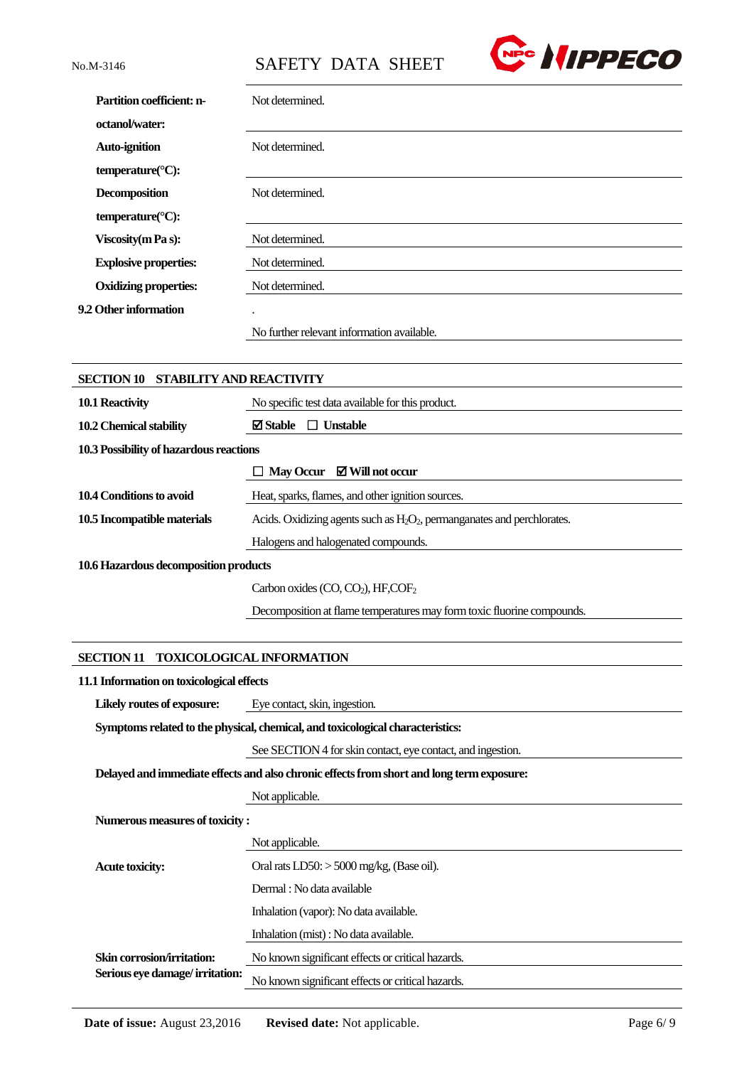| | |
|---|---|
| **Partition coefficient: n-octanol/water:** | Not determined. |
| **Auto-ignition temperature(°C):** | Not determined. |
| **Decomposition temperature(°C):** | Not determined. |
| **Viscosity(m Pa s):** | Not determined. |
| **Explosive properties:** | Not determined. |
| **Oxidizing properties:** | Not determined. |
| **9.2 Other information** | . |
| | No further relevant information available. |

## SECTION 10 STABILITY AND REACTIVITY

| | |
|---|---|
| **10.1 Reactivity** | No specific test data available for this product. |
| **10.2 Chemical stability** | ☑ **Stable** ☐ **Unstable** |
| **10.3 Possibility of hazardous reactions** | |
| | ☐ **May Occur** ☑ **Will not occur** |
| **10.4 Conditions to avoid** | Heat, sparks, flames, and other ignition sources. |
| **10.5 Incompatible materials** | Acids. Oxidizing agents such as $H_2O_2$, permanganates and perchlorates. |
| | Halogens and halogenated compounds. |
| **10.6 Hazardous decomposition products** | |
| | Carbon oxides (CO, $CO_2$), HF,$COF_2$ |
| | Decomposition at flame temperatures may form toxic fluorine compounds. |

## SECTION 11 TOXICOLOGICAL INFORMATION

**11.1 Information on toxicological effects**

| | |
|---|---|
| **Likely routes of exposure:** | Eye contact, skin, ingestion. |
| **Symptoms related to the physical, chemical, and toxicological characteristics:** | |
| | See SECTION 4 for skin contact, eye contact, and ingestion. |
| **Delayed and immediate effects and also chronic effects from short and long term exposure:** | |
| | Not applicable. |
| **Numerous measures of toxicity :** | |
| | Not applicable. |
| **Acute toxicity:** | Oral rats LD50: > 5000 mg/kg, (Base oil). |
| | Dermal : No data available |
| | Inhalation (vapor): No data available. |
| | Inhalation (mist) : No data available. |
| **Skin corrosion/irritation:** | No known significant effects or critical hazards. |
| **Serious eye damage/ irritation:** | No known significant effects or critical hazards. |

**Date of issue:** August 23,2016 **Revised date:** Not applicable.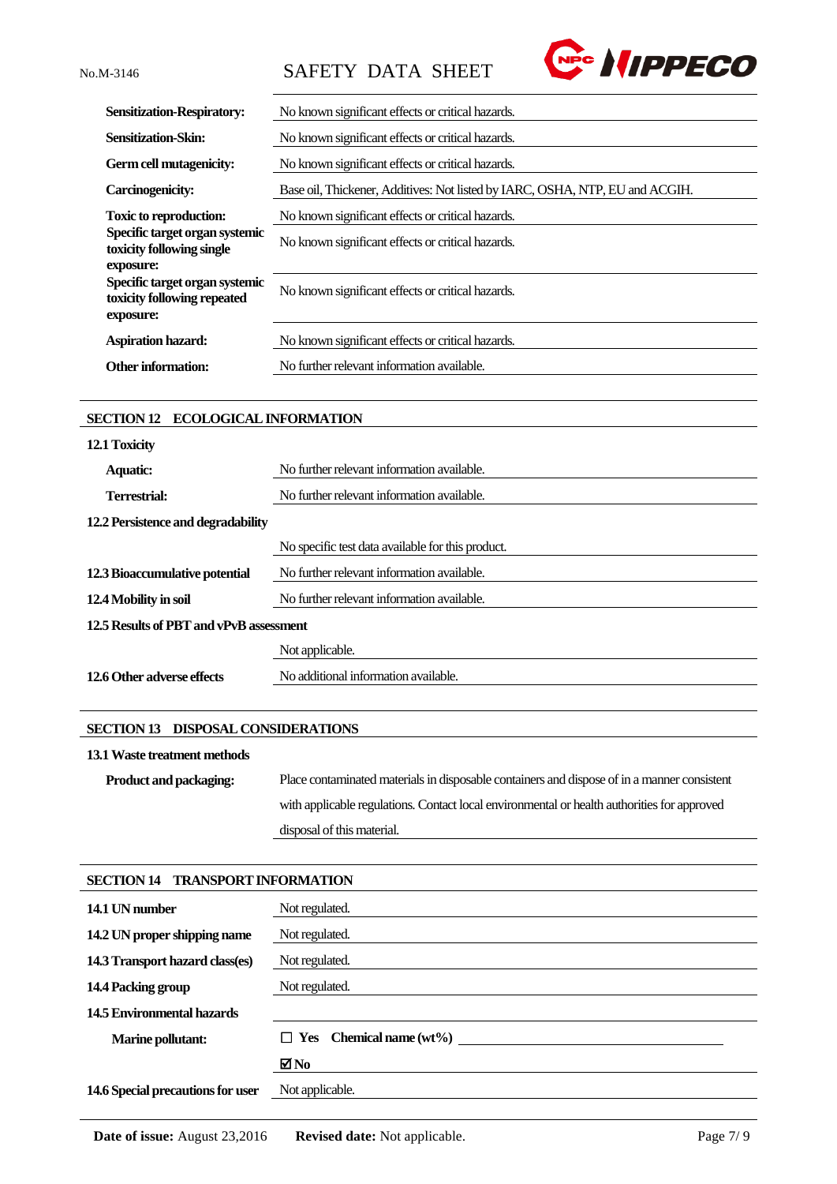| | |
|---|---|
| **Sensitization-Respiratory:** | No known significant effects or critical hazards. |
| **Sensitization-Skin:** | No known significant effects or critical hazards. |
| **Germ cell mutagenicity:** | No known significant effects or critical hazards. |
| **Carcinogenicity:** | Base oil, Thickener, Additives: Not listed by IARC, OSHA, NTP, EU and ACGIH. |
| **Toxic to reproduction:** | No known significant effects or critical hazards. |
| **Specific target organ systemic toxicity following single exposure:** | No known significant effects or critical hazards. |
| **Specific target organ systemic toxicity following repeated exposure:** | No known significant effects or critical hazards. |
| **Aspiration hazard:** | No known significant effects or critical hazards. |
| **Other information:** | No further relevant information available. |

## SECTION 12 ECOLOGICAL INFORMATION

**12.1 Toxicity**

| | |
|---|---|
| **Aquatic:** | No further relevant information available. |
| **Terrestrial:** | No further relevant information available. |

**12.2 Persistence and degradability**

| | |
|---|---|
| | No specific test data available for this product. |
| **12.3 Bioaccumulative potential** | No further relevant information available. |
| **12.4 Mobility in soil** | No further relevant information available. |

**12.5 Results of PBT and vPvB assessment**

| | |
|---|---|
| | Not applicable. |
| **12.6 Other adverse effects** | No additional information available. |

## SECTION 13 DISPOSAL CONSIDERATIONS

**13.1 Waste treatment methods**

| | |
|---|---|
| **Product and packaging:** | Place contaminated materials in disposable containers and dispose of in a manner consistent with applicable regulations. Contact local environmental or health authorities for approved disposal of this material. |

## SECTION 14 TRANSPORT INFORMATION

| | |
|---|---|
| **14.1 UN number** | Not regulated. |
| **14.2 UN proper shipping name** | Not regulated. |
| **14.3 Transport hazard class(es)** | Not regulated. |
| **14.4 Packing group** | Not regulated. |
| **14.5 Environmental hazards** | |
| **Marine pollutant:** | ☐ **Yes Chemical name (wt%)** |
| | ☑ **No** |
| **14.6 Special precautions for user** | Not applicable. |

**Date of issue:** August 23,2016 **Revised date:** Not applicable.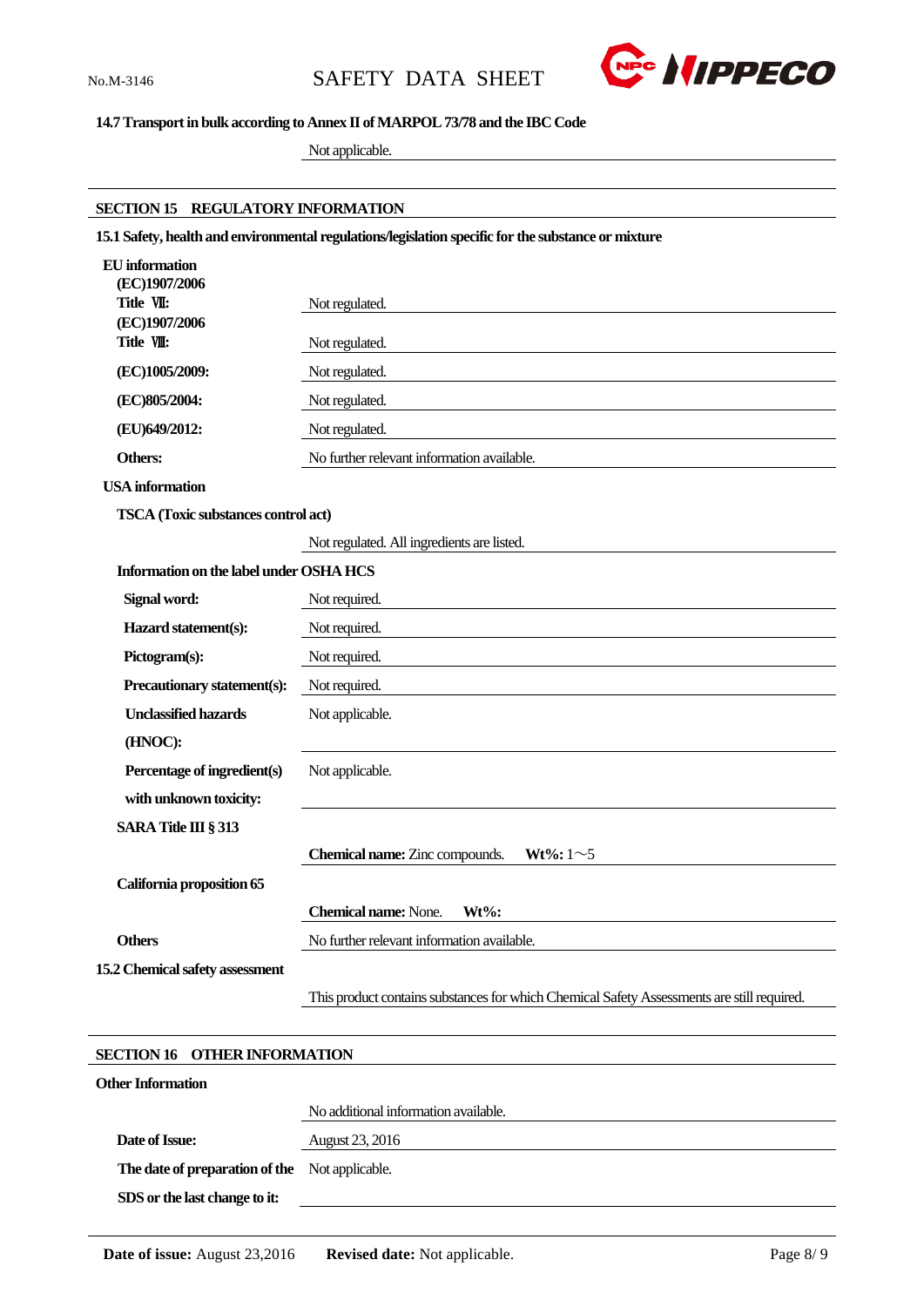**14.7 Transport in bulk according to Annex II of MARPOL 73/78 and the IBC Code**

Not applicable.

## SECTION 15 REGULATORY INFORMATION

**15.1 Safety, health and environmental regulations/legislation specific for the substance or mixture**

**EU information**

| | |
|---|---|
| **(EC)1907/2006 Title Ⅶ:** | Not regulated. |
| **(EC)1907/2006 Title Ⅷ:** | Not regulated. |
| **(EC)1005/2009:** | Not regulated. |
| **(EC)805/2004:** | Not regulated. |
| **(EU)649/2012:** | Not regulated. |
| **Others:** | No further relevant information available. |

**USA information**

**TSCA (Toxic substances control act)**

Not regulated. All ingredients are listed.

**Information on the label under OSHA HCS**

| | |
|---|---|
| **Signal word:** | Not required. |
| **Hazard statement(s):** | Not required. |
| **Pictogram(s):** | Not required. |
| **Precautionary statement(s):** | Not required. |
| **Unclassified hazards (HNOC):** | Not applicable. |
| **Percentage of ingredient(s) with unknown toxicity:** | Not applicable. |

**SARA Title III § 313**

**Chemical name:** Zinc compounds. **Wt%:** 1～5

**California proposition 65**

**Chemical name:** None. **Wt%:**

**Others**

No further relevant information available.

**15.2 Chemical safety assessment**

This product contains substances for which Chemical Safety Assessments are still required.

## SECTION 16 OTHER INFORMATION

**Other Information**

No additional information available.

| | |
|---|---|
| **Date of Issue:** | August 23, 2016 |
| **The date of preparation of the SDS or the last change to it:** | Not applicable. |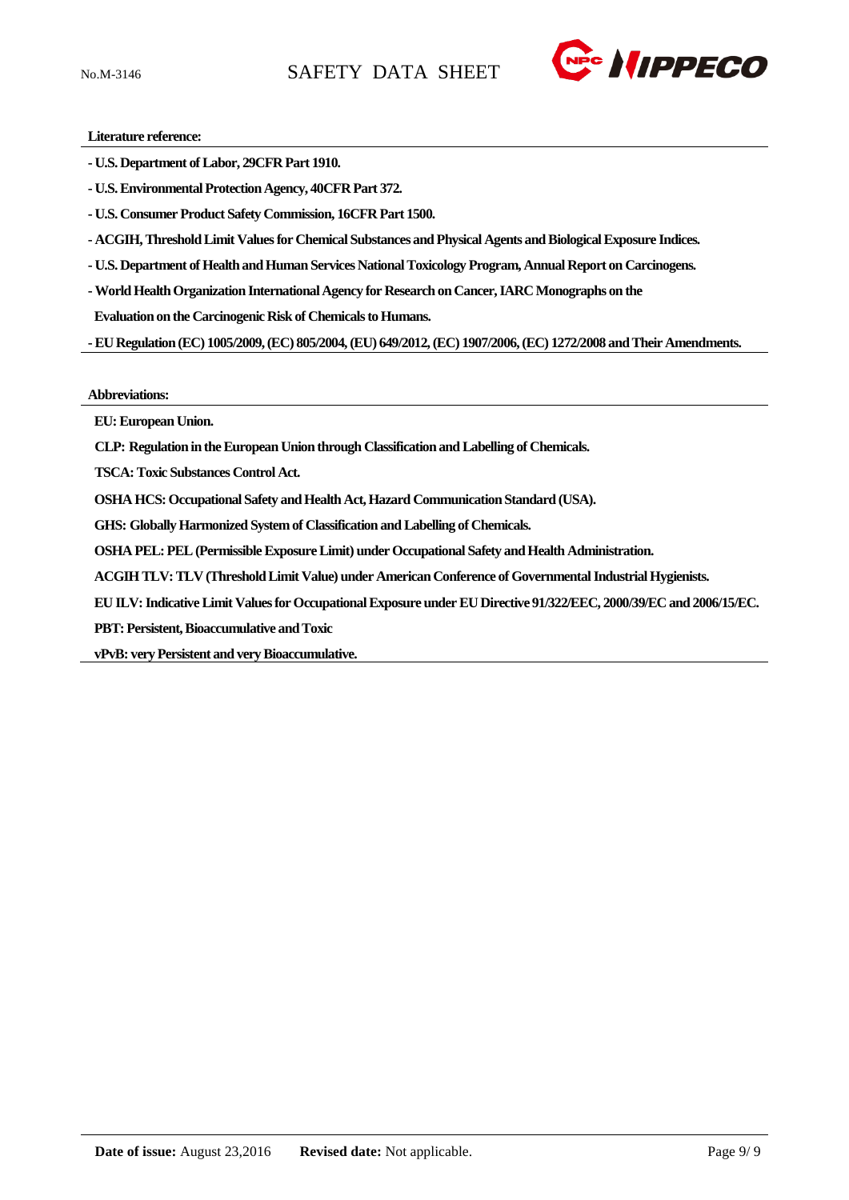**Literature reference:**

- U.S. Department of Labor, 29CFR Part 1910.
- U.S. Environmental Protection Agency, 40CFR Part 372.
- U.S. Consumer Product Safety Commission, 16CFR Part 1500.
- ACGIH, Threshold Limit Values for Chemical Substances and Physical Agents and Biological Exposure Indices.
- U.S. Department of Health and Human Services National Toxicology Program, Annual Report on Carcinogens.
- World Health Organization International Agency for Research on Cancer, IARC Monographs on the Evaluation on the Carcinogenic Risk of Chemicals to Humans.
- EU Regulation (EC) 1005/2009, (EC) 805/2004, (EU) 649/2012, (EC) 1907/2006, (EC) 1272/2008 and Their Amendments.

**Abbreviations:**

**EU: European Union.**

**CLP: Regulation in the European Union through Classification and Labelling of Chemicals.**

**TSCA: Toxic Substances Control Act.**

**OSHA HCS: Occupational Safety and Health Act, Hazard Communication Standard (USA).**

**GHS: Globally Harmonized System of Classification and Labelling of Chemicals.**

**OSHA PEL: PEL (Permissible Exposure Limit) under Occupational Safety and Health Administration.**

**ACGIH TLV: TLV (Threshold Limit Value) under American Conference of Governmental Industrial Hygienists.**

**EU ILV: Indicative Limit Values for Occupational Exposure under EU Directive 91/322/EEC, 2000/39/EC and 2006/15/EC.**

**PBT: Persistent, Bioaccumulative and Toxic**

**vPvB: very Persistent and very Bioaccumulative.**